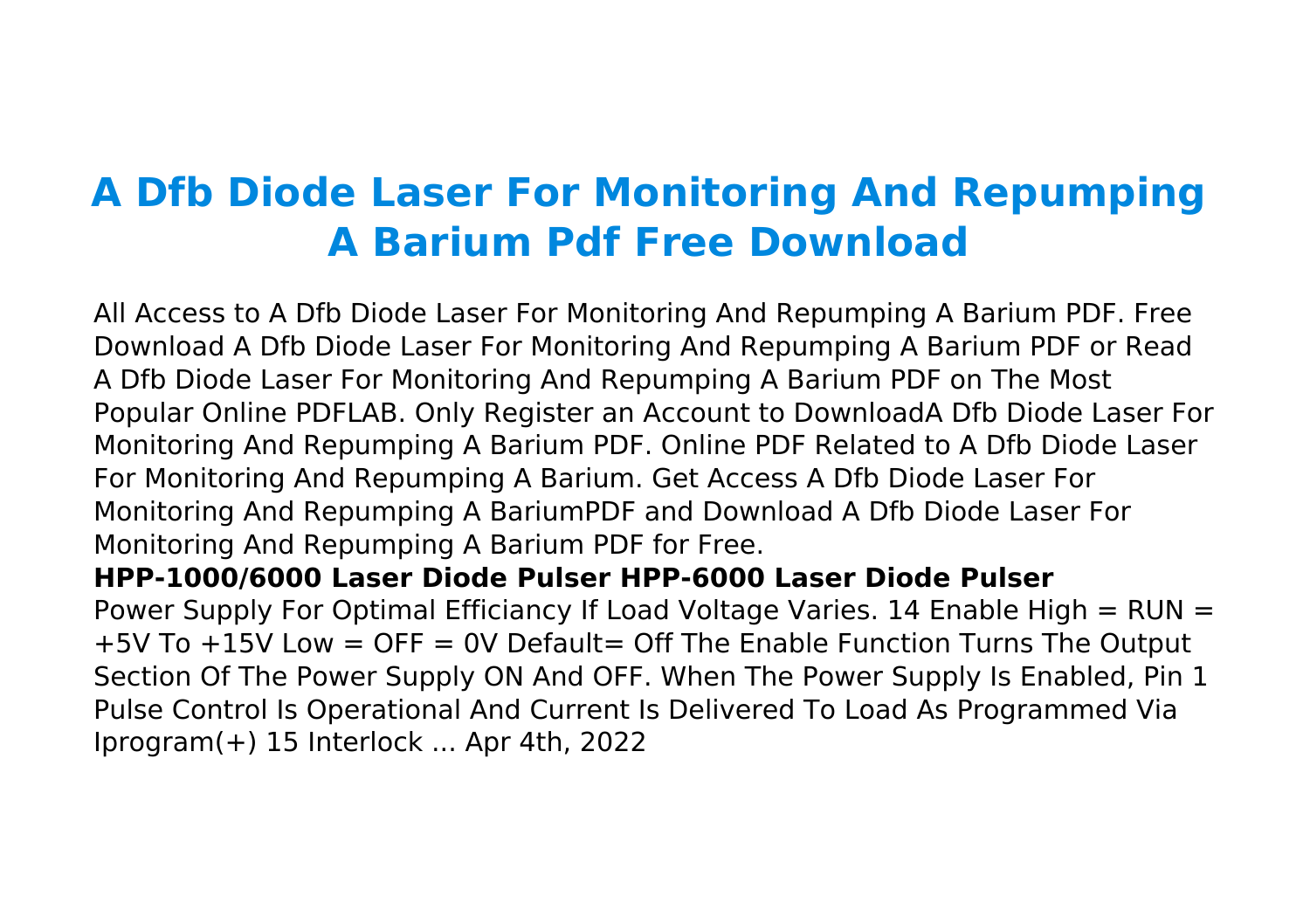# A Dfb Diode Laser For Monitoring And Repumping A Barium Pdf Free Download

All Access to A Dfb Diode Laser For Monitoring And Repumping A Barium PDF. Free Download A Dfb Diode Laser For Monitoring And Repumping A Barium PDF or Read A Dfb Diode Laser For Monitoring And Repumping A Barium PDF on The Most Popular Online PDFLAB. Only Register an Account to DownloadA Dfb Diode Laser For Monitoring And Repumping A Barium PDF. Online PDF Related to A Dfb Diode Laser For Monitoring And Repumping A Barium. Get Access A Dfb Diode Laser For Monitoring And Repumping A BariumPDF and Download A Dfb Diode Laser For Monitoring And Repumping A Barium PDF for Free.

**HPP-1000/6000 Laser Diode Pulser HPP-6000 Laser Diode Pulser**

Power Supply For Optimal Efficiancy If Load Voltage Varies. 14 Enable High = RUN = +5V To +15V Low = OFF = 0V Default= Off The Enable Function Turns The Output Section Of The Power Supply ON And OFF. When The Power Supply Is Enabled, Pin 1 Pulse Control Is Operational And Current Is Delivered To Load As Programmed Via Iprogram(+) 15 Interlock ... Apr 4th, 2022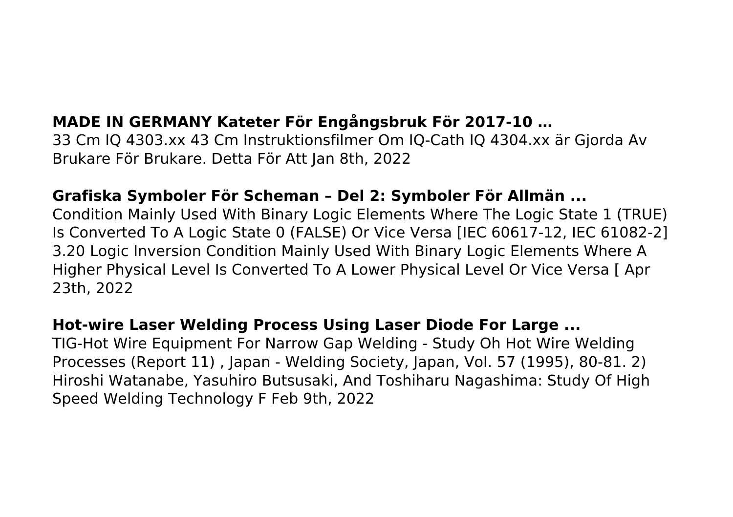**MADE IN GERMANY Kateter För Engångsbruk För 2017-10 …**

33 Cm IQ 4303.xx 43 Cm Instruktionsfilmer Om IQ-Cath IQ 4304.xx är Gjorda Av Brukare För Brukare. Detta För Att Jan 8th, 2022

**Grafiska Symboler För Scheman – Del 2: Symboler För Allmän ...**

Condition Mainly Used With Binary Logic Elements Where The Logic State 1 (TRUE) Is Converted To A Logic State 0 (FALSE) Or Vice Versa [IEC 60617-12, IEC 61082-2] 3.20 Logic Inversion Condition Mainly Used With Binary Logic Elements Where A Higher Physical Level Is Converted To A Lower Physical Level Or Vice Versa [ Apr 23th, 2022

**Hot-wire Laser Welding Process Using Laser Diode For Large ...**

TIG-Hot Wire Equipment For Narrow Gap Welding - Study Oh Hot Wire Welding Processes (Report 11) , Japan - Welding Society, Japan, Vol. 57 (1995), 80-81. 2) Hiroshi Watanabe, Yasuhiro Butsusaki, And Toshiharu Nagashima: Study Of High Speed Welding Technology F Feb 9th, 2022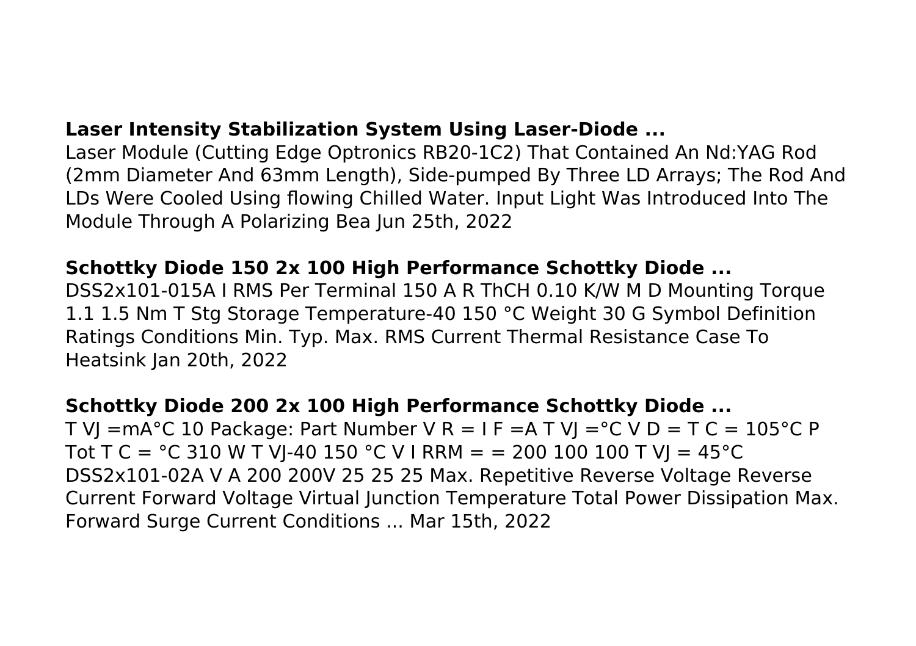**Laser Intensity Stabilization System Using Laser-Diode ...**

Laser Module (Cutting Edge Optronics RB20-1C2) That Contained An Nd:YAG Rod (2mm Diameter And 63mm Length), Side-pumped By Three LD Arrays; The Rod And LDs Were Cooled Using flowing Chilled Water. Input Light Was Introduced Into The Module Through A Polarizing Bea Jun 25th, 2022

**Schottky Diode 150 2x 100 High Performance Schottky Diode ...**

DSS2x101-015A I RMS Per Terminal 150 A R ThCH 0.10 K/W M D Mounting Torque 1.1 1.5 Nm T Stg Storage Temperature-40 150 °C Weight 30 G Symbol Definition Ratings Conditions Min. Typ. Max. RMS Current Thermal Resistance Case To Heatsink Jan 20th, 2022

**Schottky Diode 200 2x 100 High Performance Schottky Diode ...**

T VJ =mA°C 10 Package: Part Number V R = I F =A T VJ =°C V D = T C = 105°C P Tot T C = °C 310 W T VJ-40 150 °C V I RRM = = 200 100 100 T VJ = 45°C DSS2x101-02A V A 200 200V 25 25 25 Max. Repetitive Reverse Voltage Reverse Current Forward Voltage Virtual Junction Temperature Total Power Dissipation Max. Forward Surge Current Conditions ... Mar 15th, 2022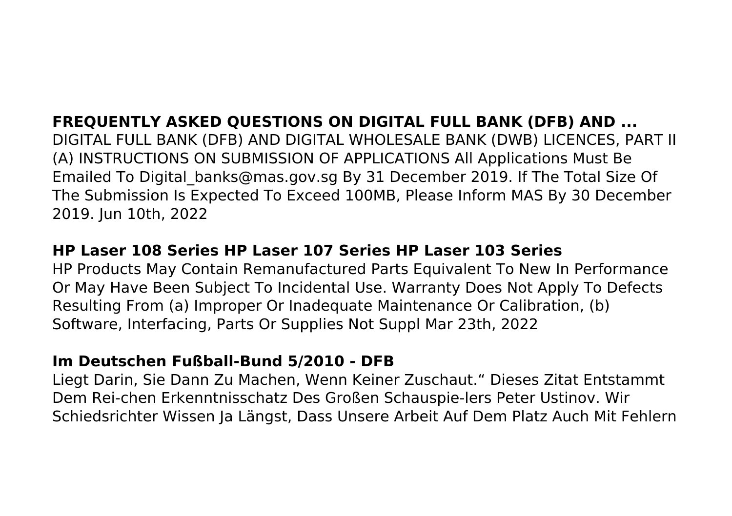**FREQUENTLY ASKED QUESTIONS ON DIGITAL FULL BANK (DFB) AND ...**

DIGITAL FULL BANK (DFB) AND DIGITAL WHOLESALE BANK (DWB) LICENCES, PART II (A) INSTRUCTIONS ON SUBMISSION OF APPLICATIONS All Applications Must Be Emailed To Digital_banks@mas.gov.sg By 31 December 2019. If The Total Size Of The Submission Is Expected To Exceed 100MB, Please Inform MAS By 30 December 2019. Jun 10th, 2022

**HP Laser 108 Series HP Laser 107 Series HP Laser 103 Series**

HP Products May Contain Remanufactured Parts Equivalent To New In Performance Or May Have Been Subject To Incidental Use. Warranty Does Not Apply To Defects Resulting From (a) Improper Or Inadequate Maintenance Or Calibration, (b) Software, Interfacing, Parts Or Supplies Not Suppl Mar 23th, 2022

**Im Deutschen Fußball-Bund 5/2010 - DFB**

Liegt Darin, Sie Dann Zu Machen, Wenn Keiner Zuschaut.“ Dieses Zitat Entstammt Dem Rei-chen Erkenntnisschatz Des Großen Schauspie-lers Peter Ustinov. Wir Schiedsrichter Wissen Ja Längst, Dass Unsere Arbeit Auf Dem Platz Auch Mit Fehlern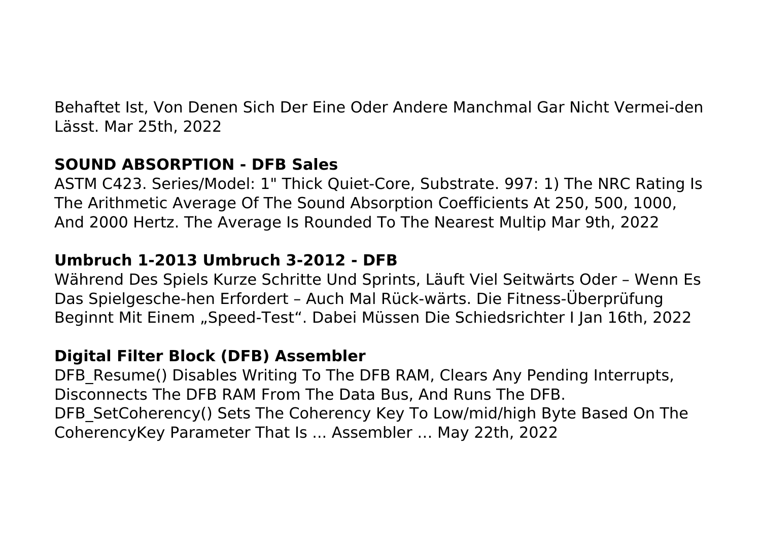Behaftet Ist, Von Denen Sich Der Eine Oder Andere Manchmal Gar Nicht Vermei-den Lässt. Mar 25th, 2022

**SOUND ABSORPTION - DFB Sales**

ASTM C423. Series/Model: 1" Thick Quiet-Core, Substrate. 997: 1) The NRC Rating Is The Arithmetic Average Of The Sound Absorption Coefficients At 250, 500, 1000, And 2000 Hertz. The Average Is Rounded To The Nearest Multip Mar 9th, 2022

**Umbruch 1-2013 Umbruch 3-2012 - DFB**

Während Des Spiels Kurze Schritte Und Sprints, Läuft Viel Seitwärts Oder – Wenn Es Das Spielgesche-hen Erfordert – Auch Mal Rück-wärts. Die Fitness-Überprüfung Beginnt Mit Einem „Speed-Test". Dabei Müssen Die Schiedsrichter I Jan 16th, 2022

**Digital Filter Block (DFB) Assembler**

DFB_Resume() Disables Writing To The DFB RAM, Clears Any Pending Interrupts, Disconnects The DFB RAM From The Data Bus, And Runs The DFB. DFB_SetCoherency() Sets The Coherency Key To Low/mid/high Byte Based On The CoherencyKey Parameter That Is ... Assembler ... May 22th, 2022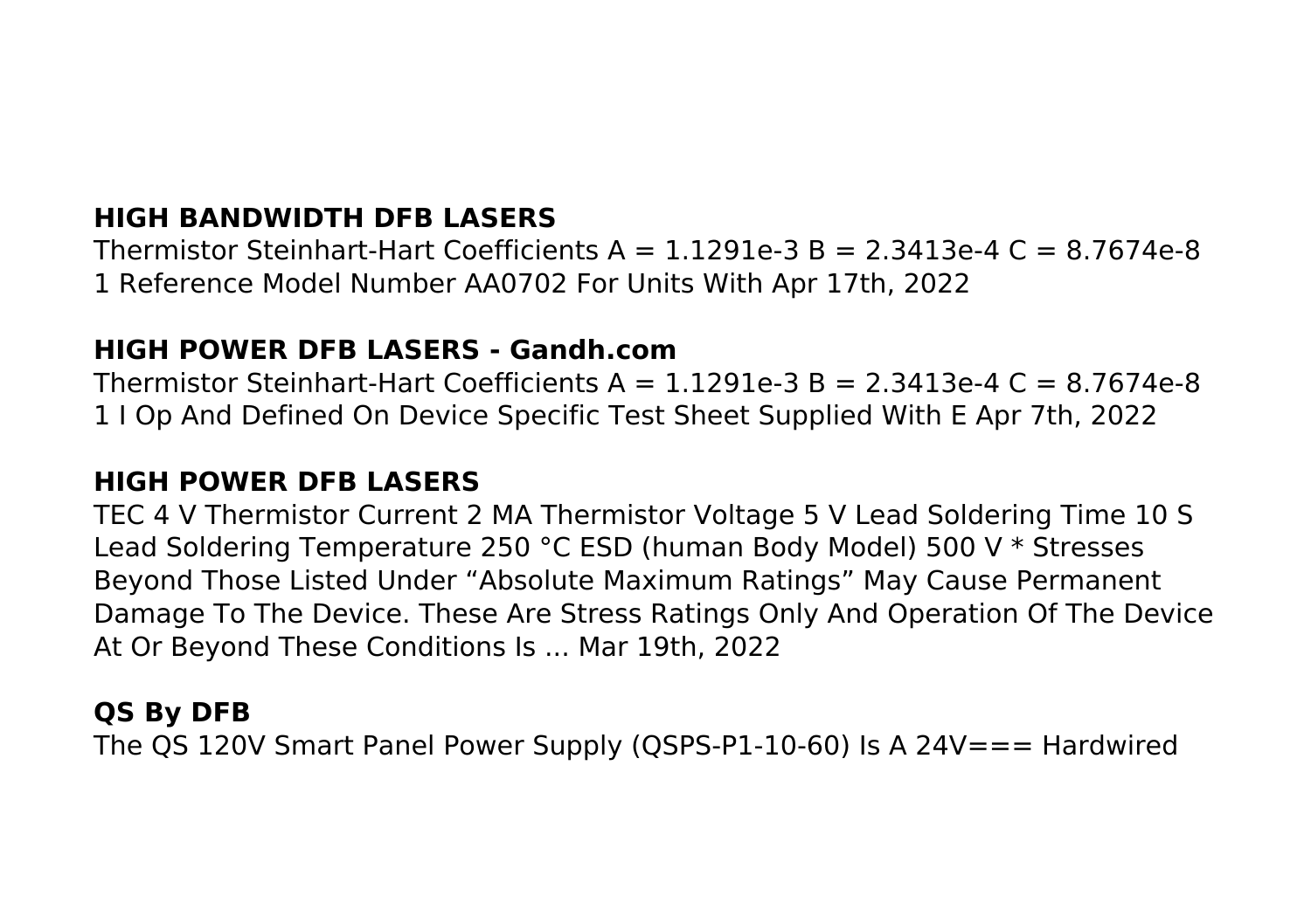### HIGH BANDWIDTH DFB LASERS

Thermistor Steinhart-Hart Coefficients A = 1.1291e-3 B = 2.3413e-4 C = 8.7674e-8 1 Reference Model Number AA0702 For Units With Apr 17th, 2022

### HIGH POWER DFB LASERS - Gandh.com

Thermistor Steinhart-Hart Coefficients A = 1.1291e-3 B = 2.3413e-4 C = 8.7674e-8 1 I Op And Defined On Device Specific Test Sheet Supplied With E Apr 7th, 2022

### HIGH POWER DFB LASERS

TEC 4 V Thermistor Current 2 MA Thermistor Voltage 5 V Lead Soldering Time 10 S Lead Soldering Temperature 250 °C ESD (human Body Model) 500 V * Stresses Beyond Those Listed Under "Absolute Maximum Ratings" May Cause Permanent Damage To The Device. These Are Stress Ratings Only And Operation Of The Device At Or Beyond These Conditions Is ... Mar 19th, 2022

### QS By DFB

The QS 120V Smart Panel Power Supply (QSPS-P1-10-60) Is A 24V=== Hardwired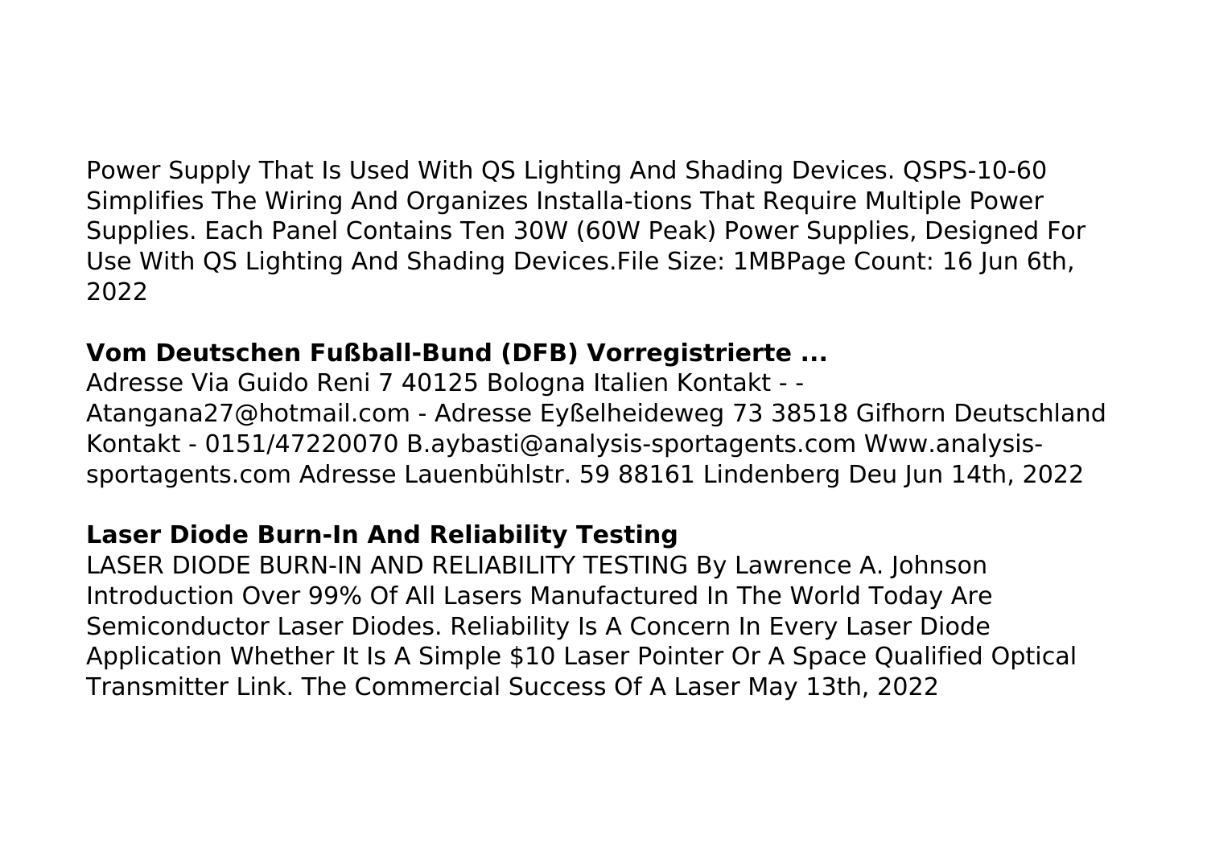Power Supply That Is Used With QS Lighting And Shading Devices. QSPS-10-60 Simplifies The Wiring And Organizes Installa-tions That Require Multiple Power Supplies. Each Panel Contains Ten 30W (60W Peak) Power Supplies, Designed For Use With QS Lighting And Shading Devices.File Size: 1MBPage Count: 16 Jun 6th, 2022

**Vom Deutschen Fußball-Bund (DFB) Vorregistrierte ...**

Adresse Via Guido Reni 7 40125 Bologna Italien Kontakt - - Atangana27@hotmail.com - Adresse Eyßelheideweg 73 38518 Gifhorn Deutschland Kontakt - 0151/47220070 B.aybasti@analysis-sportagents.com Www.analysis-sportagents.com Adresse Lauenbühlstr. 59 88161 Lindenberg Deu Jun 14th, 2022

**Laser Diode Burn-In And Reliability Testing**

LASER DIODE BURN-IN AND RELIABILITY TESTING By Lawrence A. Johnson Introduction Over 99% Of All Lasers Manufactured In The World Today Are Semiconductor Laser Diodes. Reliability Is A Concern In Every Laser Diode Application Whether It Is A Simple $10 Laser Pointer Or A Space Qualified Optical Transmitter Link. The Commercial Success Of A Laser May 13th, 2022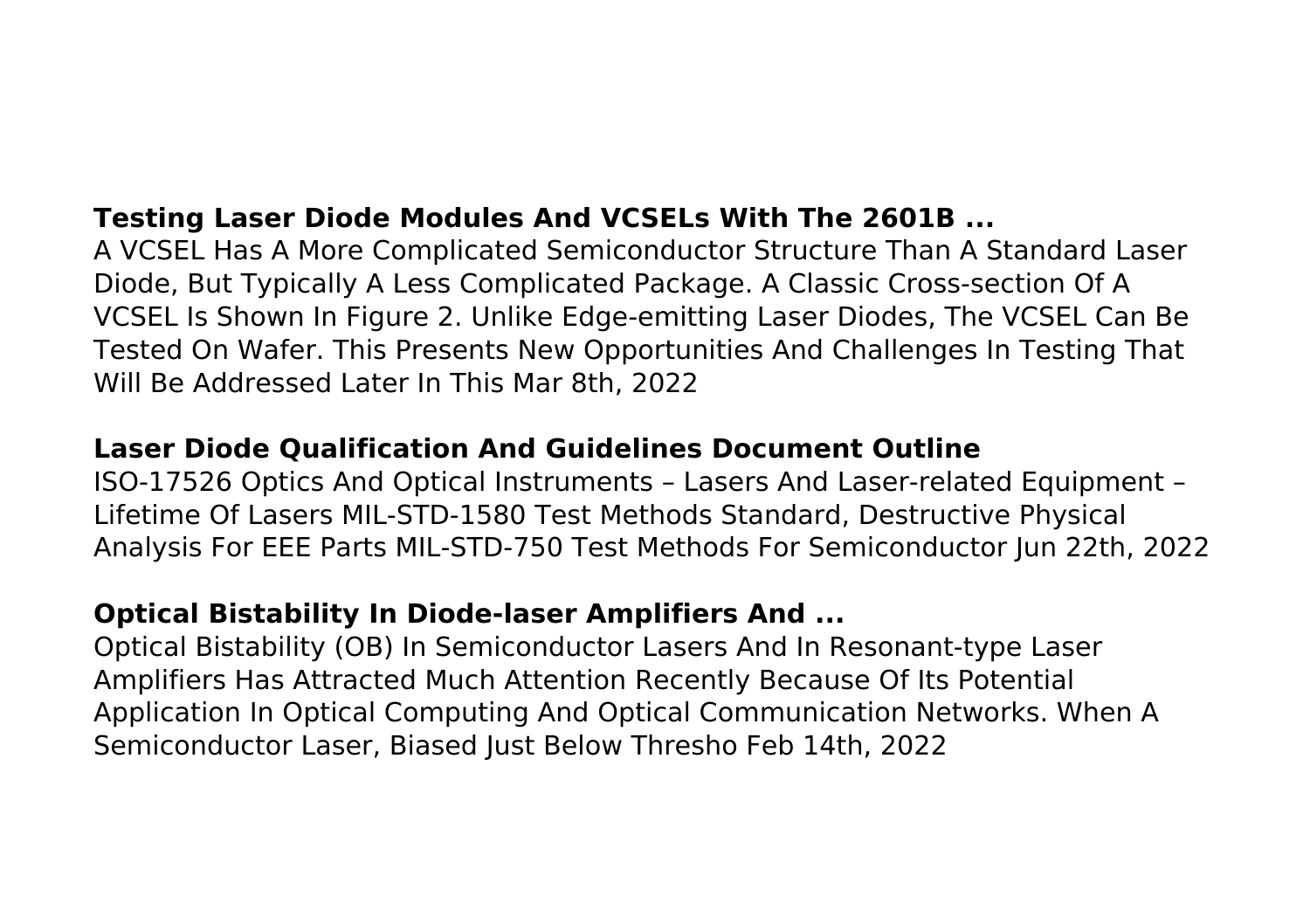**Testing Laser Diode Modules And VCSELs With The 2601B ...**

A VCSEL Has A More Complicated Semiconductor Structure Than A Standard Laser Diode, But Typically A Less Complicated Package. A Classic Cross-section Of A VCSEL Is Shown In Figure 2. Unlike Edge-emitting Laser Diodes, The VCSEL Can Be Tested On Wafer. This Presents New Opportunities And Challenges In Testing That Will Be Addressed Later In This Mar 8th, 2022

**Laser Diode Qualification And Guidelines Document Outline**

ISO-17526 Optics And Optical Instruments – Lasers And Laser-related Equipment – Lifetime Of Lasers MIL-STD-1580 Test Methods Standard, Destructive Physical Analysis For EEE Parts MIL-STD-750 Test Methods For Semiconductor Jun 22th, 2022

**Optical Bistability In Diode-laser Amplifiers And ...**

Optical Bistability (OB) In Semiconductor Lasers And In Resonant-type Laser Amplifiers Has Attracted Much Attention Recently Because Of Its Potential Application In Optical Computing And Optical Communication Networks. When A Semiconductor Laser, Biased Just Below Thresho Feb 14th, 2022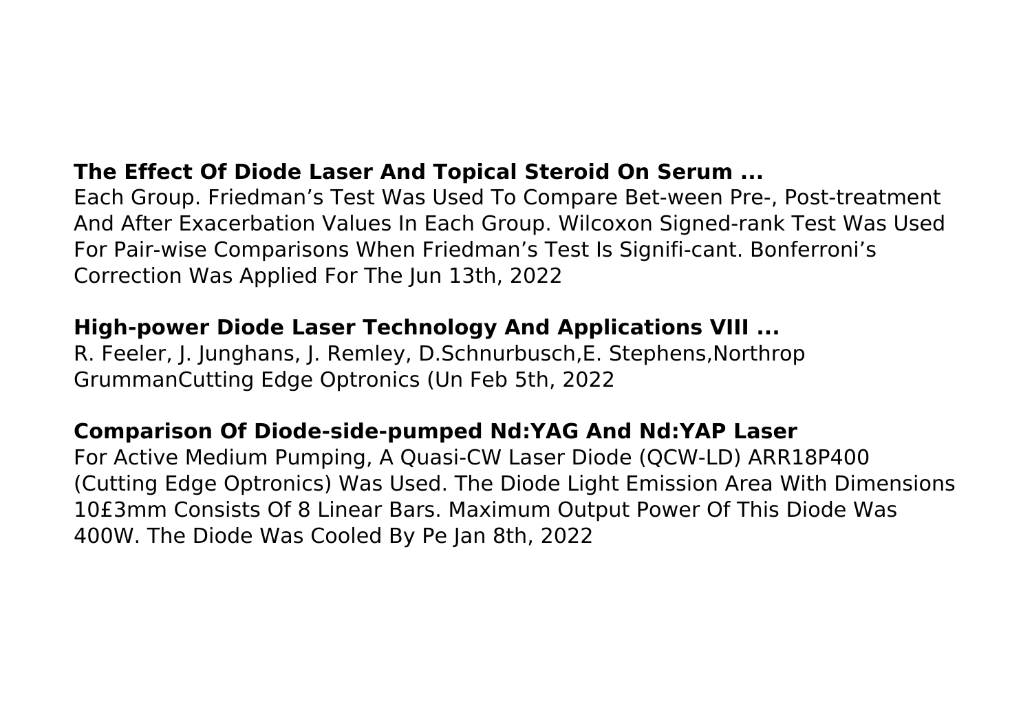**The Effect Of Diode Laser And Topical Steroid On Serum ...**

Each Group. Friedman's Test Was Used To Compare Bet-ween Pre-, Post-treatment And After Exacerbation Values In Each Group. Wilcoxon Signed-rank Test Was Used For Pair-wise Comparisons When Friedman's Test Is Signifi-cant. Bonferroni's Correction Was Applied For The Jun 13th, 2022

**High-power Diode Laser Technology And Applications VIII ...**

R. Feeler, J. Junghans, J. Remley, D.Schnurbusch,E. Stephens,Northrop GrummanCutting Edge Optronics (Un Feb 5th, 2022

**Comparison Of Diode-side-pumped Nd:YAG And Nd:YAP Laser**

For Active Medium Pumping, A Quasi-CW Laser Diode (QCW-LD) ARR18P400 (Cutting Edge Optronics) Was Used. The Diode Light Emission Area With Dimensions 10£3mm Consists Of 8 Linear Bars. Maximum Output Power Of This Diode Was 400W. The Diode Was Cooled By Pe Jan 8th, 2022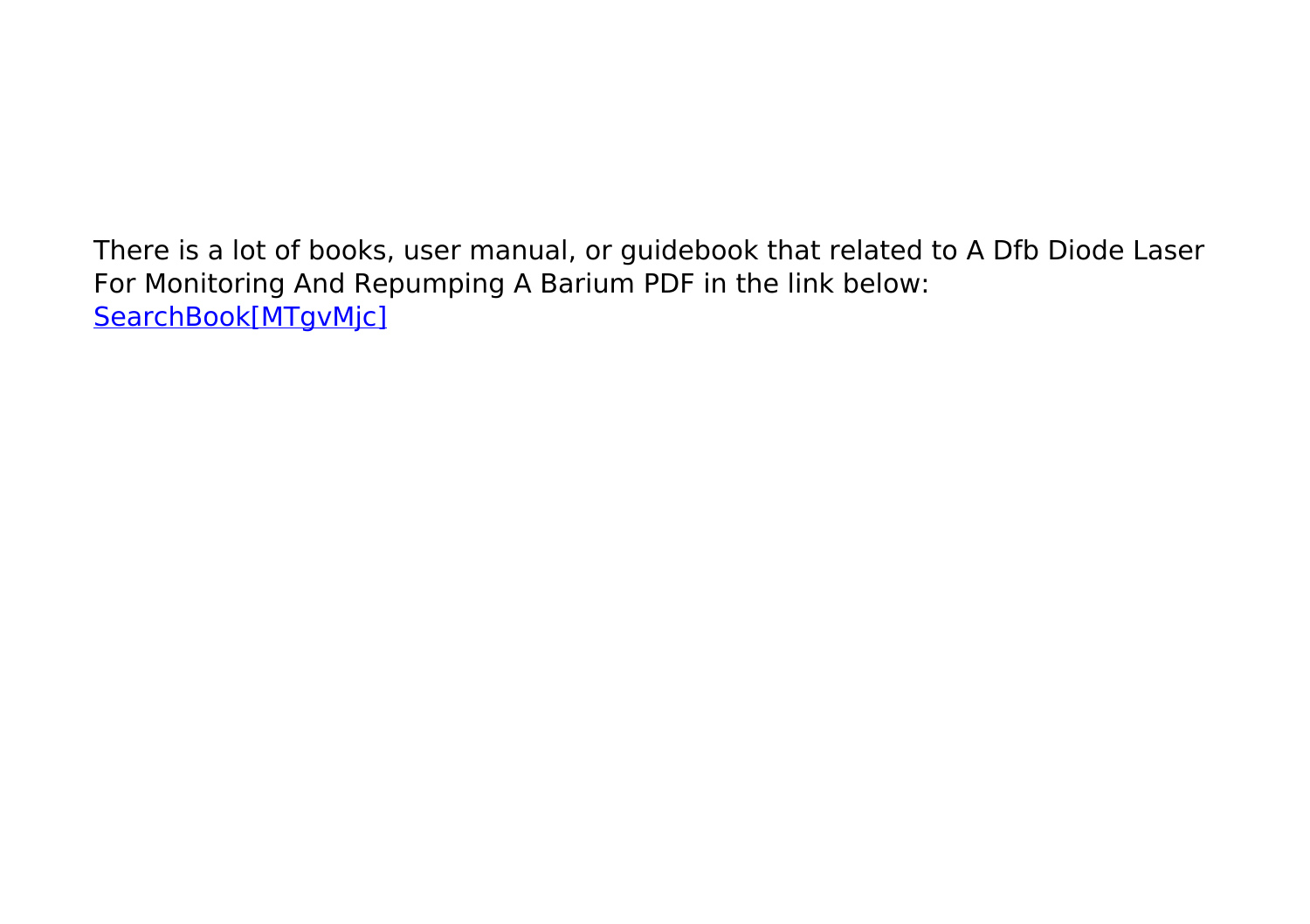There is a lot of books, user manual, or guidebook that related to A Dfb Diode Laser For Monitoring And Repumping A Barium PDF in the link below:
SearchBook[MTgvMjc]